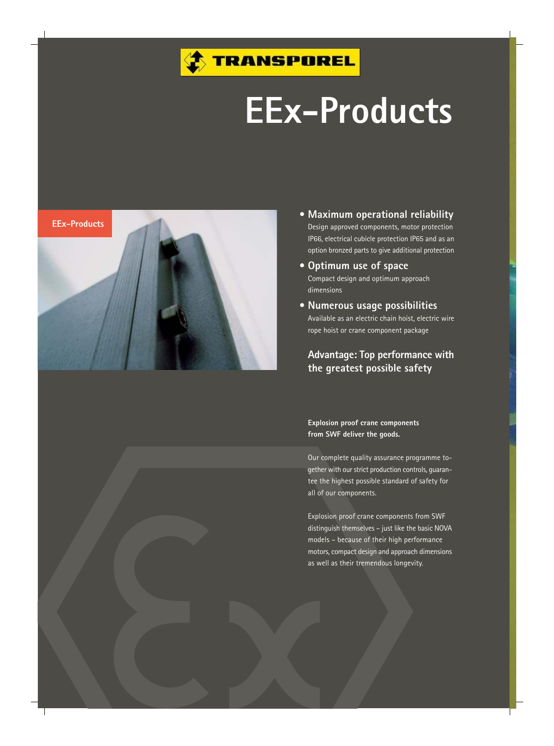TRANSPOREL

# EEx-Products

EEx-Products

- **Maximum operational reliability**
  Design approved components, motor protection IP66, electrical cubicle protection IP65 and as an option bronzed parts to give additional protection
- **Optimum use of space**
  Compact design and optimum approach dimensions
- **Numerous usage possibilities**
  Available as an electric chain hoist, electric wire rope hoist or crane component package

**Advantage: Top performance with the greatest possible safety**

**Explosion proof crane components from SWF deliver the goods.**

Our complete quality assurance programme together with our strict production controls, guarantee the highest possible standard of safety for all of our components.

Explosion proof crane components from SWF distinguish themselves – just like the basic NOVA models – because of their high performance motors, compact design and approach dimensions as well as their tremendous longevity.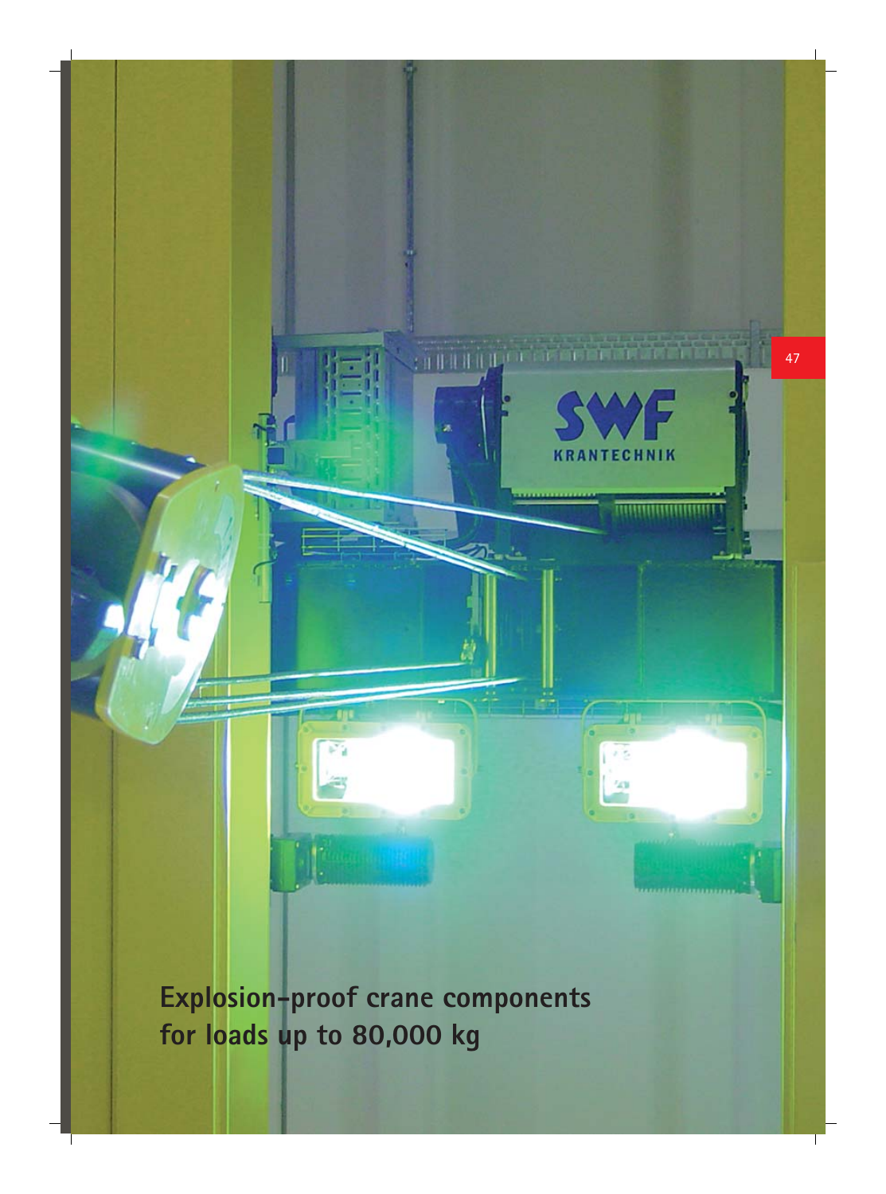**Explosion-proof crane components for loads up to 80,000 kg**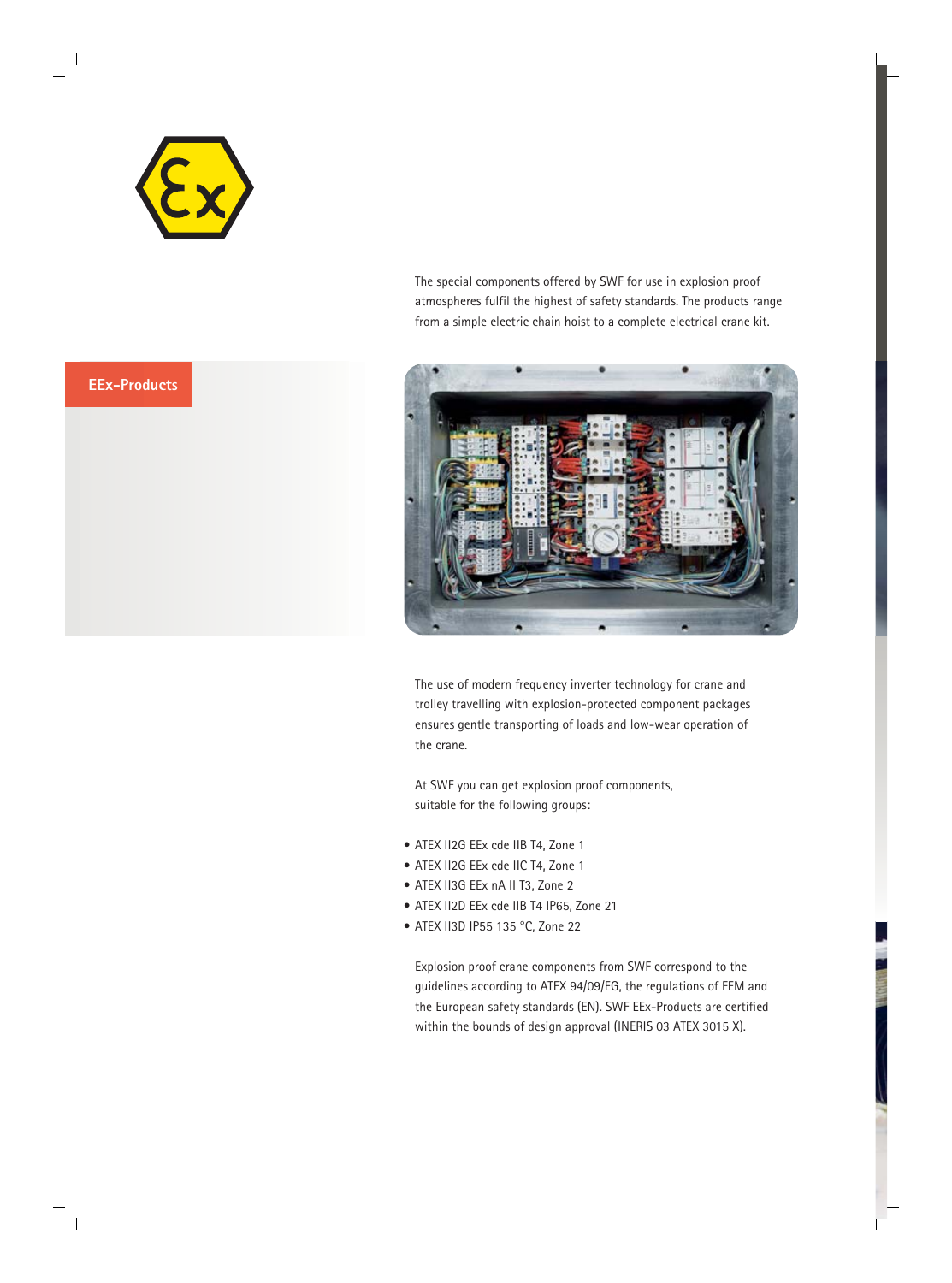The special components offered by SWF for use in explosion proof atmospheres fulfil the highest of safety standards. The products range from a simple electric chain hoist to a complete electrical crane kit.

## EEx-Products

The use of modern frequency inverter technology for crane and trolley travelling with explosion-protected component packages ensures gentle transporting of loads and low-wear operation of the crane.

At SWF you can get explosion proof components, suitable for the following groups:

- ATEX II2G EEx cde IIB T4, Zone 1
- ATEX II2G EEx cde IIC T4, Zone 1
- ATEX II3G EEx nA II T3, Zone 2
- ATEX II2D EEx cde IIB T4 IP65, Zone 21
- ATEX II3D IP55 135 °C, Zone 22

Explosion proof crane components from SWF correspond to the guidelines according to ATEX 94/09/EG, the regulations of FEM and the European safety standards (EN). SWF EEx-Products are certified within the bounds of design approval (INERIS 03 ATEX 3015 X).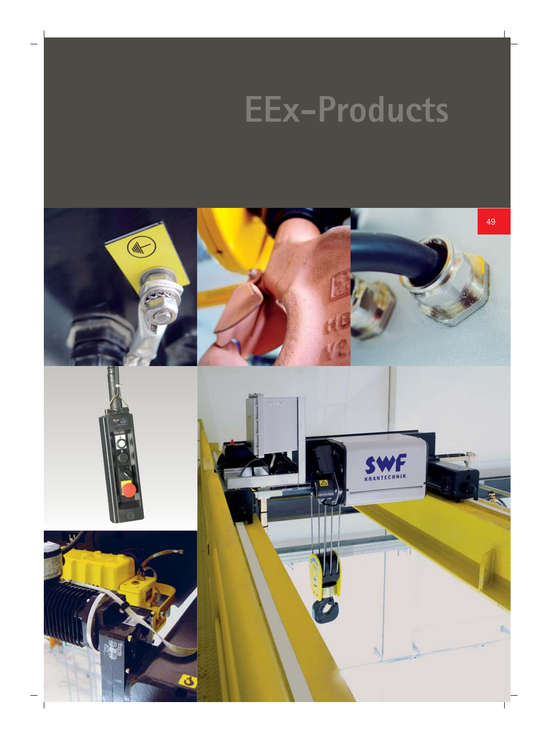# EEx-Products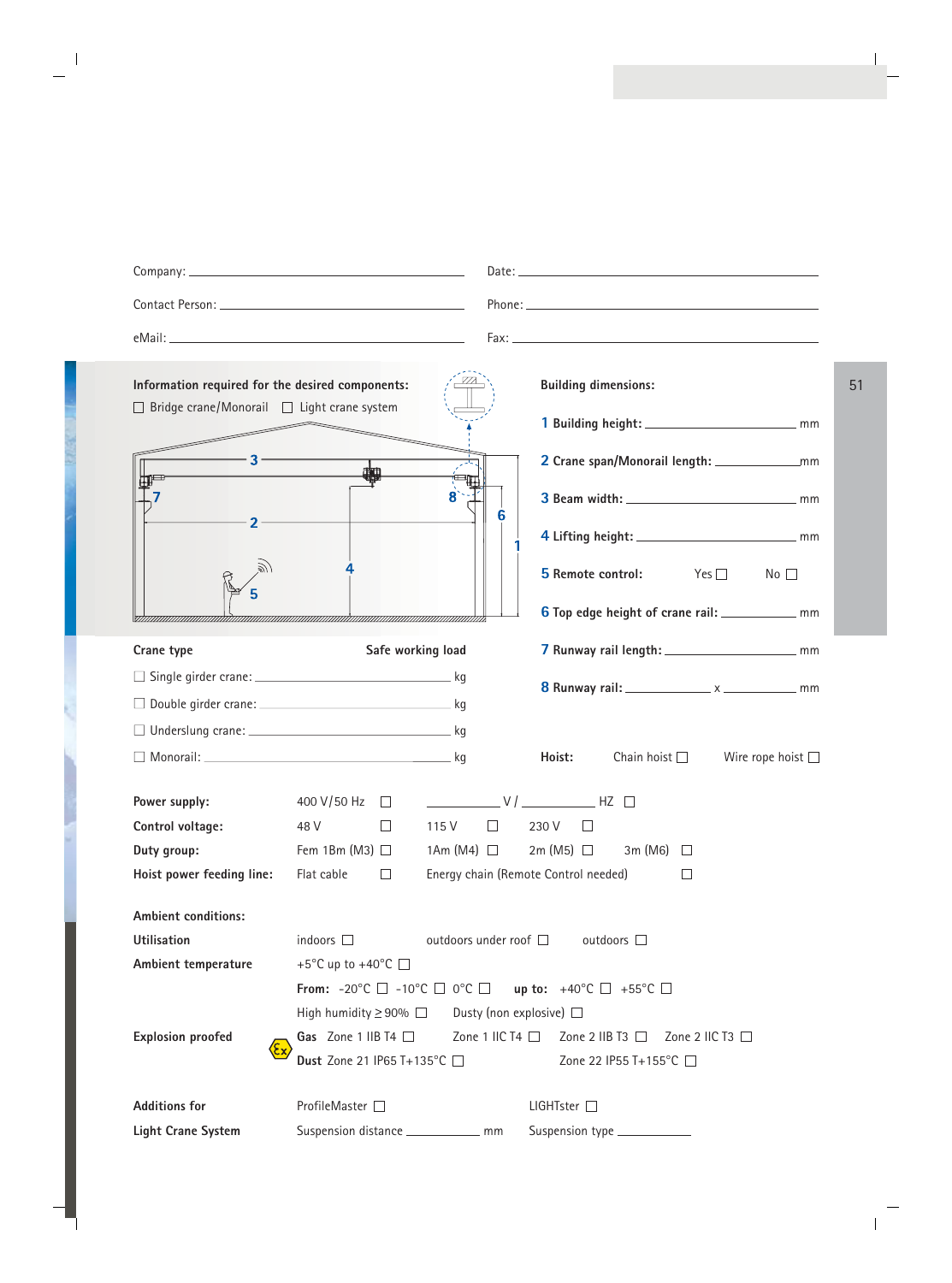Company: ______________________________ Date: ______________________________

Contact Person: ______________________________ Phone: ______________________________

eMail: ______________________________ Fax: ______________________________

**Information required for the desired components:**

☐ Bridge crane/Monorail ☐ Light crane system

3

7

8

2

6

1

4

5

**Building dimensions:**

**1 Building height:** ______________________ mm

**2 Crane span/Monorail length:** ______________________ mm

**3 Beam width:** ______________________ mm

**4 Lifting height:** ______________________ mm

**5 Remote control:** Yes ☐ No ☐

**6 Top edge height of crane rail:** ______________________ mm

**7 Runway rail length:** ______________________ mm

**8 Runway rail:** ____________ x ____________ mm

| **Crane type** | **Safe working load** |
|---|---|
| ☐ Single girder crane: | ______________________ kg |
| ☐ Double girder crane: | ______________________ kg |
| ☐ Underslung crane: | ______________________ kg |
| ☐ Monorail: | ______________________ kg |

**Hoist:** Chain hoist ☐ Wire rope hoist ☐

| | | | | |
|---|---|---|---|---|
| **Power supply:** | 400 V/50 Hz ☐ | ________ V / ________ HZ ☐ | | |
| **Control voltage:** | 48 V ☐ | 115 V ☐ | 230 V ☐ | |
| **Duty group:** | Fem 1Bm (M3) ☐ | 1Am (M4) ☐ | 2m (M5) ☐ | 3m (M6) ☐ |
| **Hoist power feeding line:** | Flat cable ☐ | Energy chain (Remote Control needed) ☐ | | |

**Ambient conditions:**

| | | | | |
|---|---|---|---|---|
| **Utilisation** | indoors ☐ | outdoors under roof ☐ | outdoors ☐ | |
| **Ambient temperature** | +5°C up to +40°C ☐ | | | |
| | **From:** -20°C ☐ -10°C ☐ 0°C ☐ | **up to:** +40°C ☐ +55°C ☐ | | |
| | High humidity ≥ 90% ☐ | Dusty (non explosive) ☐ | | |
| **Explosion proofed** | **Gas** Zone 1 IIB T4 ☐ | Zone 1 IIC T4 ☐ | Zone 2 IIB T3 ☐ | Zone 2 IIC T3 ☐ |
| | **Dust** Zone 21 IP65 T+135°C ☐ | | Zone 22 IP55 T+155°C ☐ | |

| | | |
|---|---|---|
| **Additions for** | ProfileMaster ☐ | LIGHTster ☐ |
| **Light Crane System** | Suspension distance ____________ mm | Suspension type ____________ |